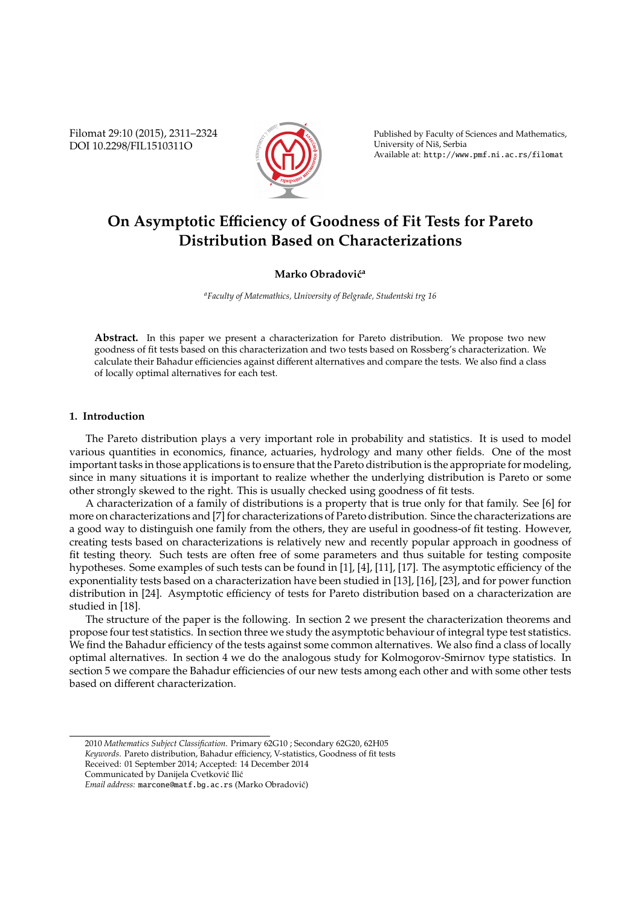# On Asymptotic Efficiency of Goodness of Fit Tests for Pareto Distribution Based on Characterizations

**Marko Obradović**[a]

[a] *Faculty of Matemathics, University of Belgrade, Studentski trg 16*

**Abstract.** In this paper we present a characterization for Pareto distribution. We propose two new goodness of fit tests based on this characterization and two tests based on Rossberg's characterization. We calculate their Bahadur efficiencies against different alternatives and compare the tests. We also find a class of locally optimal alternatives for each test.

## 1. Introduction

The Pareto distribution plays a very important role in probability and statistics. It is used to model various quantities in economics, finance, actuaries, hydrology and many other fields. One of the most important tasks in those applications is to ensure that the Pareto distribution is the appropriate for modeling, since in many situations it is important to realize whether the underlying distribution is Pareto or some other strongly skewed to the right. This is usually checked using goodness of fit tests.

A characterization of a family of distributions is a property that is true only for that family. See [6] for more on characterizations and [7] for characterizations of Pareto distribution. Since the characterizations are a good way to distinguish one family from the others, they are useful in goodness-of fit testing. However, creating tests based on characterizations is relatively new and recently popular approach in goodness of fit testing theory. Such tests are often free of some parameters and thus suitable for testing composite hypotheses. Some examples of such tests can be found in [1], [4], [11], [17]. The asymptotic efficiency of the exponentiality tests based on a characterization have been studied in [13], [16], [23], and for power function distribution in [24]. Asymptotic efficiency of tests for Pareto distribution based on a characterization are studied in [18].

The structure of the paper is the following. In section 2 we present the characterization theorems and propose four test statistics. In section three we study the asymptotic behaviour of integral type test statistics. We find the Bahadur efficiency of the tests against some common alternatives. We also find a class of locally optimal alternatives. In section 4 we do the analogous study for Kolmogorov-Smirnov type statistics. In section 5 we compare the Bahadur efficiencies of our new tests among each other and with some other tests based on different characterization.

---

2010 *Mathematics Subject Classification*. Primary 62G10 ; Secondary 62G20, 62H05

*Keywords*. Pareto distribution, Bahadur efficiency, V-statistics, Goodness of fit tests

Received: 01 September 2014; Accepted: 14 December 2014

Communicated by Danijela Cvetković Ilić

*Email address:* marcone@matf.bg.ac.rs (Marko Obradović)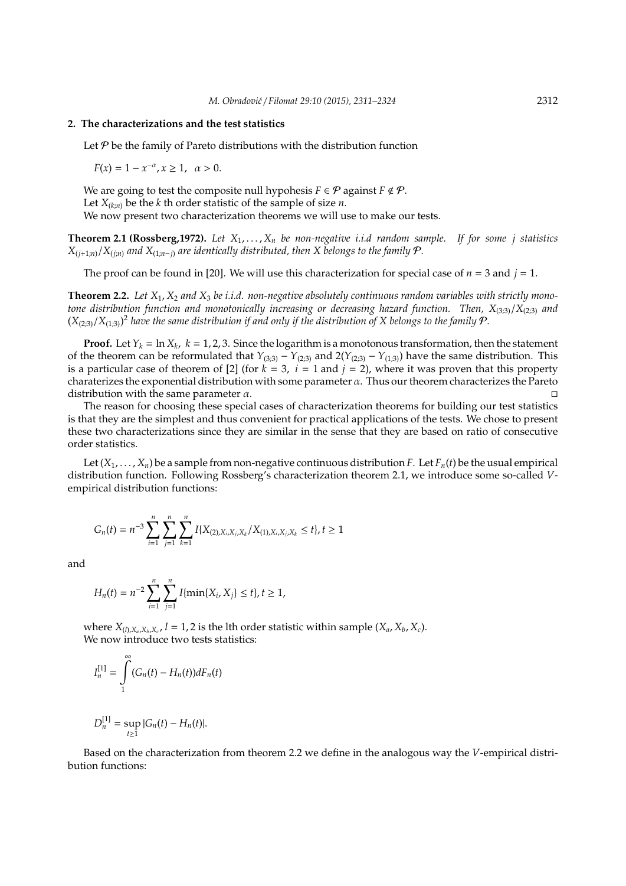## 2. The characterizations and the test statistics

Let $\mathcal{P}$ be the family of Pareto distributions with the distribution function

$F(x) = 1 - x^{-\alpha}, x \geq 1, \ \ \alpha > 0.$

We are going to test the composite null hypohesis $F \in \mathcal{P}$ against $F \notin \mathcal{P}$.

Let $X_{(k;n)}$ be the $k$ th order statistic of the sample of size $n$.

We now present two characterization theorems we will use to make our tests.

**Theorem 2.1 (Rossberg,1972).** *Let $X_1, \dots, X_n$ be non-negative i.i.d random sample. If for some $j$ statistics $X_{(j+1;n)}/X_{(j;n)}$ and $X_{(1;n-j)}$ are identically distributed, then $X$ belongs to the family $\mathcal{P}$.*

The proof can be found in [20]. We will use this characterization for special case of $n = 3$ and $j = 1$.

**Theorem 2.2.** *Let $X_1, X_2$ and $X_3$ be i.i.d. non-negative absolutely continuous random variables with strictly monotone distribution function and monotonically increasing or decreasing hazard function. Then, $X_{(3;3)}/X_{(2;3)}$ and $(X_{(2;3)}/X_{(1;3)})^2$ have the same distribution if and only if the distribution of $X$ belongs to the family $\mathcal{P}$.*

**Proof.** Let $Y_k = \ln X_k, \ k = 1, 2, 3$. Since the logarithm is a monotonous transformation, then the statement of the theorem can be reformulated that $Y_{(3;3)} - Y_{(2;3)}$ and $2(Y_{(2;3)} - Y_{(1;3)})$ have the same distribution. This is a particular case of theorem of [2] (for $k = 3, \ i = 1$ and $j = 2$), where it was proven that this property charaterizes the exponential distribution with some parameter $\alpha$. Thus our theorem characterizes the Pareto distribution with the same parameter $\alpha$. □

The reason for choosing these special cases of characterization theorems for building our test statistics is that they are the simplest and thus convenient for practical applications of the tests. We chose to present these two characterizations since they are similar in the sense that they are based on ratio of consecutive order statistics.

Let $(X_1, \dots, X_n)$ be a sample from non-negative continuous distribution $F$. Let $F_n(t)$ be the usual empirical distribution function. Following Rossberg's characterization theorem 2.1, we introduce some so-called $V$-empirical distribution functions:

$$G_n(t) = n^{-3} \sum_{i=1}^{n} \sum_{j=1}^{n} \sum_{k=1}^{n} I\{X_{(2),X_i,X_j,X_k}/X_{(1),X_i,X_j,X_k} \leq t\}, t \geq 1$$

and

$$H_n(t) = n^{-2} \sum_{i=1}^{n} \sum_{j=1}^{n} I\{\min\{X_i, X_j\} \leq t\}, t \geq 1,$$

where $X_{(l),X_a,X_b,X_c}$, $l = 1, 2$ is the lth order statistic within sample $(X_a, X_b, X_c)$.

We now introduce two tests statistics:

$$I_n^{[1]} = \int_1^{\infty} (G_n(t) - H_n(t)) dF_n(t)$$

$$D_n^{[1]} = \sup_{t \geq 1} |G_n(t) - H_n(t)|.$$

Based on the characterization from theorem 2.2 we define in the analogous way the $V$-empirical distribution functions: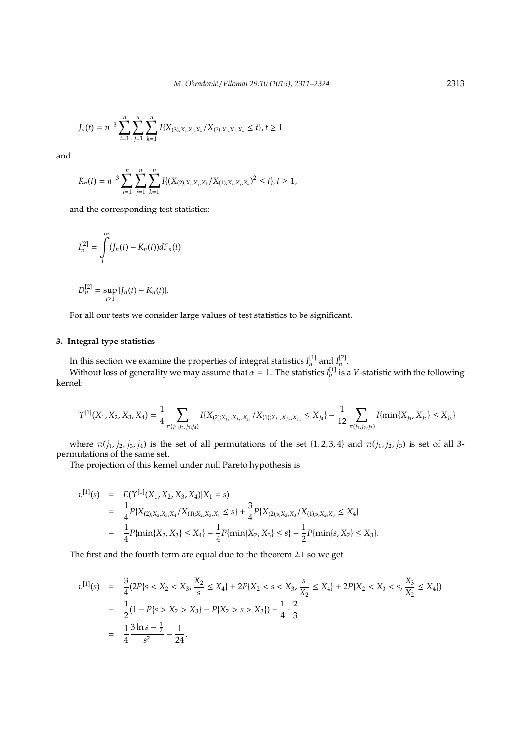$$J_n(t) = n^{-3} \sum_{i=1}^{n} \sum_{j=1}^{n} \sum_{k=1}^{n} I\{X_{(3),X_i,X_j,X_k}/X_{(2),X_i,X_j,X_k} \le t\}, t \ge 1$$

and

$$K_n(t) = n^{-3} \sum_{i=1}^{n} \sum_{j=1}^{n} \sum_{k=1}^{n} I\{(X_{(2),X_i,X_j,X_k}/X_{(1),X_i,X_j,X_k})^2 \le t\}, t \ge 1,$$

and the corresponding test statistics:

$$I_n^{[2]} = \int_1^\infty (J_n(t) - K_n(t)) dF_n(t)$$

$$D_n^{[2]} = \sup_{t \ge 1} |J_n(t) - K_n(t)|.$$

For all our tests we consider large values of test statistics to be significant.

## 3. Integral type statistics

In this section we examine the properties of integral statistics $I_n^{[1]}$ and $I_n^{[2]}$.

Without loss of generality we may assume that $\alpha = 1$. The statistics $I_n^{[1]}$ is a $V$-statistic with the following kernel:

$$\Upsilon^{[1]}(X_1, X_2, X_3, X_4) = \frac{1}{4} \sum_{\pi(j_1,j_2,j_3,j_4)} I\{X_{(2);X_{j_1},X_{j_2},X_{j_3}}/X_{(1);X_{j_1},X_{j_2},X_{j_3}} \le X_{j_4}\} - \frac{1}{12} \sum_{\pi(j_1,j_2,j_3)} I\{\min\{X_{j_1}, X_{j_2}\} \le X_{j_3}\}$$

where $\pi(j_1, j_2, j_3, j_4)$ is the set of all permutations of the set $\{1, 2, 3, 4\}$ and $\pi(j_1, j_2, j_3)$ is set of all 3-permutations of the same set.

The projection of this kernel under null Pareto hypothesis is

$$\begin{aligned}
v^{[1]}(s) &= E(\Upsilon^{[1]}(X_1, X_2, X_3, X_4)|X_1 = s) \\
&= \frac{1}{4} P\{X_{(2);X_2,X_3,X_4}/X_{(1);X_2,X_3,X_4} \le s\} + \frac{3}{4} P\{X_{(2);s,X_2,X_3}/X_{(1);s,X_2,X_3} \le X_4\} \\
&- \frac{1}{4} P\{\min\{X_2, X_3\} \le X_4\} - \frac{1}{4} P\{\min\{X_2, X_3\} \le s\} - \frac{1}{2} P\{\min\{s, X_2\} \le X_3\}.
\end{aligned}$$

The first and the fourth term are equal due to the theorem 2.1 so we get

$$\begin{aligned}
v^{[1]}(s) &= \frac{3}{4}(2P\{s < X_2 < X_3, \frac{X_2}{s} \le X_4\} + 2P\{X_2 < s < X_3, \frac{s}{X_2} \le X_4\} + 2P\{X_2 < X_3 < s, \frac{X_3}{X_2} \le X_4\}) \\
&- \frac{1}{2}(1 - P\{s > X_2 > X_3\} - P\{X_2 > s > X_3\}) - \frac{1}{4} \cdot \frac{2}{3} \\
&= \frac{1}{4} \frac{3 \ln s - \frac{1}{2}}{s^2} - \frac{1}{24}.
\end{aligned}$$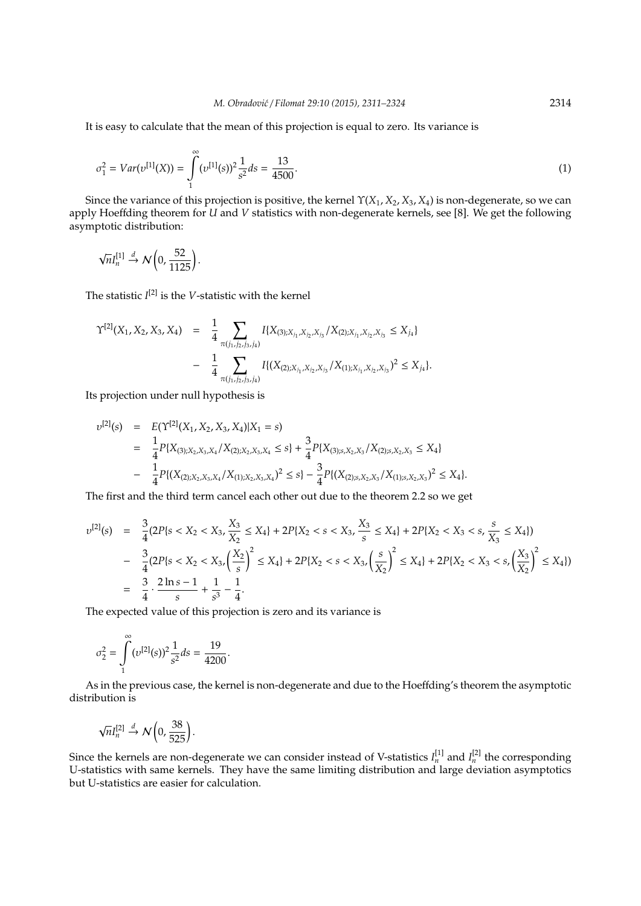It is easy to calculate that the mean of this projection is equal to zero. Its variance is

$$\sigma_1^2 = Var(\upsilon^{[1]}(X)) = \int_1^\infty (\upsilon^{[1]}(s))^2 \frac{1}{s^2} ds = \frac{13}{4500}. \tag{1}$$

Since the variance of this projection is positive, the kernel $\Upsilon(X_1, X_2, X_3, X_4)$ is non-degenerate, so we can apply Hoeffding theorem for $U$ and $V$ statistics with non-degenerate kernels, see [8]. We get the following asymptotic distribution:

$$\sqrt{n} I_n^{[1]} \xrightarrow{d} \mathcal{N}\Big(0, \frac{52}{1125}\Big).$$

The statistic $I^{[2]}$ is the $V$-statistic with the kernel

$$\begin{aligned}
\Upsilon^{[2]}(X_1, X_2, X_3, X_4) &= \frac{1}{4} \sum_{\pi(j_1, j_2, j_3, j_4)} I\{X_{(3);X_{j_1},X_{j_2},X_{j_3}} / X_{(2);X_{j_1},X_{j_2},X_{j_3}} \le X_{j_4}\} \\
&- \frac{1}{4} \sum_{\pi(j_1, j_2, j_3, j_4)} I\{(X_{(2);X_{j_1},X_{j_2},X_{j_3}} / X_{(1);X_{j_1},X_{j_2},X_{j_3}})^2 \le X_{j_4}\}.
\end{aligned}$$

Its projection under null hypothesis is

$$\begin{aligned}
\upsilon^{[2]}(s) &= E(\Upsilon^{[2]}(X_1, X_2, X_3, X_4) | X_1 = s) \\
&= \frac{1}{4} P\{X_{(3);X_2,X_3,X_4} / X_{(2);X_2,X_3,X_4} \le s\} + \frac{3}{4} P\{X_{(3);s,X_2,X_3} / X_{(2);s,X_2,X_3} \le X_4\} \\
&- \frac{1}{4} P\{(X_{(2);X_2,X_3,X_4} / X_{(1);X_2,X_3,X_4})^2 \le s\} - \frac{3}{4} P\{(X_{(2);s,X_2,X_3} / X_{(1);s,X_2,X_3})^2 \le X_4\}.
\end{aligned}$$

The first and the third term cancel each other out due to the theorem 2.2 so we get

$$\begin{aligned}
\upsilon^{[2]}(s) &= \frac{3}{4}\Big(2P\{s < X_2 < X_3, \frac{X_3}{X_2} \le X_4\} + 2P\{X_2 < s < X_3, \frac{X_3}{s} \le X_4\} + 2P\{X_2 < X_3 < s, \frac{s}{X_3} \le X_4\}\Big) \\
&- \frac{3}{4}\Big(2P\{s < X_2 < X_3, \Big(\frac{X_2}{s}\Big)^2 \le X_4\} + 2P\{X_2 < s < X_3, \Big(\frac{s}{X_2}\Big)^2 \le X_4\} + 2P\{X_2 < X_3 < s, \Big(\frac{X_3}{X_2}\Big)^2 \le X_4\}\Big) \\
&= \frac{3}{4} \cdot \frac{2\ln s - 1}{s} + \frac{1}{s^3} - \frac{1}{4}.
\end{aligned}$$

The expected value of this projection is zero and its variance is

$$\sigma_2^2 = \int_1^\infty (\upsilon^{[2]}(s))^2 \frac{1}{s^2} ds = \frac{19}{4200}.$$

As in the previous case, the kernel is non-degenerate and due to the Hoeffding's theorem the asymptotic distribution is

$$\sqrt{n} I_n^{[2]} \xrightarrow{d} \mathcal{N}\Big(0, \frac{38}{525}\Big).$$

Since the kernels are non-degenerate we can consider instead of V-statistics $I_n^{[1]}$ and $I_n^{[2]}$ the corresponding U-statistics with same kernels. They have the same limiting distribution and large deviation asymptotics but U-statistics are easier for calculation.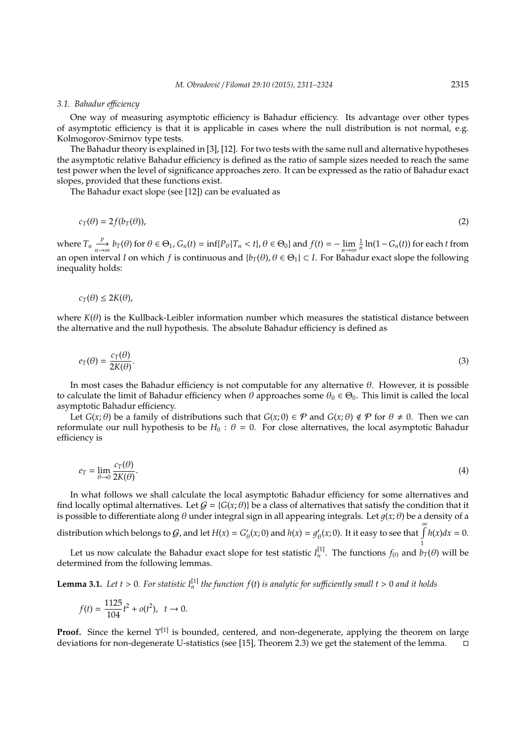### 3.1. Bahadur efficiency

One way of measuring asymptotic efficiency is Bahadur efficiency. Its advantage over other types of asymptotic efficiency is that it is applicable in cases where the null distribution is not normal, e.g. Kolmogorov-Smirnov type tests.

The Bahadur theory is explained in [3], [12]. For two tests with the same null and alternative hypotheses the asymptotic relative Bahadur efficiency is defined as the ratio of sample sizes needed to reach the same test power when the level of significance approaches zero. It can be expressed as the ratio of Bahadur exact slopes, provided that these functions exist.

The Bahadur exact slope (see [12]) can be evaluated as

$$c_T(\theta) = 2f(b_T(\theta)), \tag{2}$$

where $T_n \xrightarrow[n\to\infty]{p} b_T(\theta)$ for $\theta \in \Theta_1$, $G_n(t) = \inf\{P_\theta\{T_n < t\}, \theta \in \Theta_0\}$ and $f(t) = -\lim_{n\to\infty} \frac{1}{n}\ln(1 - G_n(t))$ for each $t$ from an open interval $I$ on which $f$ is continuous and $\{b_T(\theta), \theta \in \Theta_1\} \subset I$. For Bahadur exact slope the following inequality holds:

$$c_T(\theta) \leq 2K(\theta),$$

where $K(\theta)$ is the Kullback-Leibler information number which measures the statistical distance between the alternative and the null hypothesis. The absolute Bahadur efficiency is defined as

$$e_T(\theta) = \frac{c_T(\theta)}{2K(\theta)}. \tag{3}$$

In most cases the Bahadur efficiency is not computable for any alternative $\theta$. However, it is possible to calculate the limit of Bahadur efficiency when $\theta$ approaches some $\theta_0 \in \Theta_0$. This limit is called the local asymptotic Bahadur efficiency.

Let $G(x;\theta)$ be a family of distributions such that $G(x;0) \in \mathcal{P}$ and $G(x;\theta) \notin \mathcal{P}$ for $\theta \neq 0$. Then we can reformulate our null hypothesis to be $H_0 : \theta = 0$. For close alternatives, the local asymptotic Bahadur efficiency is

$$e_T = \lim_{\theta \to 0} \frac{c_T(\theta)}{2K(\theta)}. \tag{4}$$

In what follows we shall calculate the local asymptotic Bahadur efficiency for some alternatives and find locally optimal alternatives. Let $\mathcal{G} = \{G(x;\theta)\}$ be a class of alternatives that satisfy the condition that it is possible to differentiate along $\theta$ under integral sign in all appearing integrals. Let $g(x;\theta)$ be a density of a distribution which belongs to $\mathcal{G}$, and let $H(x) = G'_\theta(x;0)$ and $h(x) = g'_\theta(x;0)$. It it easy to see that $\int_1^\infty h(x)dx = 0$.

Let us now calculate the Bahadur exact slope for test statistic $I_n^{[1]}$. The functions $f_{(t)}$ and $b_T(\theta)$ will be determined from the following lemmas.

**Lemma 3.1.** *Let $t > 0$. For statistic $I_n^{[1]}$ the function $f(t)$ is analytic for sufficiently small $t > 0$ and it holds*

$$f(t) = \frac{1125}{104}t^2 + o(t^2), \quad t \to 0.$$

**Proof.** Since the kernel $\Upsilon^{[1]}$ is bounded, centered, and non-degenerate, applying the theorem on large deviations for non-degenerate U-statistics (see [15], Theorem 2.3) we get the statement of the lemma. □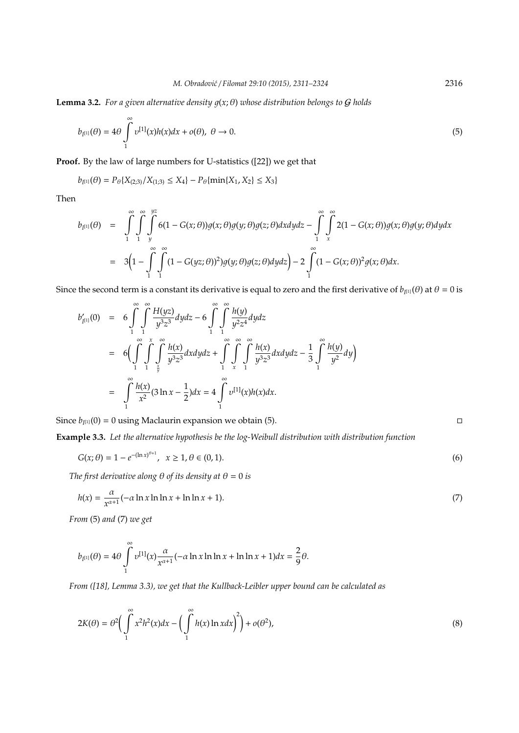**Lemma 3.2.** *For a given alternative density $g(x;\theta)$ whose distribution belongs to $\mathcal{G}$ holds*

$$
b_{I^{[1]}}(\theta) = 4\theta \int_1^\infty v^{[1]}(x)h(x)dx + o(\theta),\ \theta \to 0. \tag{5}
$$

**Proof.** By the law of large numbers for U-statistics ([22]) we get that

$$
b_{I^{[1]}}(\theta) = P_\theta\{X_{(2;3)}/X_{(1;3)} \leq X_4\} - P_\theta\{\min\{X_1, X_2\} \leq X_3\}
$$

Then

$$
\begin{aligned}
b_{I^{[1]}}(\theta) &= \int_1^\infty \int_1^\infty \int_y^{yz} 6(1 - G(x;\theta))g(x;\theta)g(y;\theta)g(z;\theta)dxdydz - \int_1^\infty \int_x^\infty 2(1 - G(x;\theta))g(x;\theta)g(y;\theta)dydx \\
&= 3\Big(1 - \int_1^\infty \int_1^\infty (1 - G(yz;\theta))^2 g(y;\theta)g(z;\theta)dydz\Big) - 2\int_1^\infty (1 - G(x;\theta))^2 g(x;\theta)dx.
\end{aligned}
$$

Since the second term is a constant its derivative is equal to zero and the first derivative of $b_{I^{[1]}}(\theta)$ at $\theta = 0$ is

$$
\begin{aligned}
b'_{I^{[1]}}(0) &= 6\int_1^\infty \int_1^\infty \frac{H(yz)}{y^3z^3}dydz - 6\int_1^\infty \int_1^\infty \frac{h(y)}{y^2z^4}dydz \\
&= 6\Big(\int_1^\infty \int_1^x \int_{\frac{x}{y}}^\infty \frac{h(x)}{y^3z^3}dxdydz + \int_1^\infty \int_x^\infty \int_1^\infty \frac{h(x)}{y^3z^3}dxdydz - \frac{1}{3}\int_1^\infty \frac{h(y)}{y^2}dy\Big) \\
&= \int_1^\infty \frac{h(x)}{x^2}(3\ln x - \frac{1}{2})dx = 4\int_1^\infty v^{[1]}(x)h(x)dx.
\end{aligned}
$$

Since $b_{I^{[1]}}(0) = 0$ using Maclaurin expansion we obtain (5). □

**Example 3.3.** *Let the alternative hypothesis be the log-Weibull distribution with distribution function*

$$
G(x;\theta) = 1 - e^{-(\ln x)^{\theta+1}},\ \ x \geq 1, \theta \in (0, 1). \tag{6}
$$

*The first derivative along $\theta$ of its density at $\theta = 0$ is*

$$
h(x) = \frac{\alpha}{x^{\alpha+1}}(-\alpha \ln x \ln \ln x + \ln \ln x + 1). \tag{7}
$$

*From* (5) *and* (7) *we get*

$$
b_{I^{[1]}}(\theta) = 4\theta \int_1^\infty v^{[1]}(x)\frac{\alpha}{x^{\alpha+1}}(-\alpha \ln x \ln \ln x + \ln \ln x + 1)dx = \frac{2}{9}\theta.
$$

*From ([18], Lemma 3.3), we get that the Kullback-Leibler upper bound can be calculated as*

$$
2K(\theta) = \theta^2\Big(\int_1^\infty x^2h^2(x)dx - \Big(\int_1^\infty h(x)\ln xdx\Big)^2\Big) + o(\theta^2), \tag{8}
$$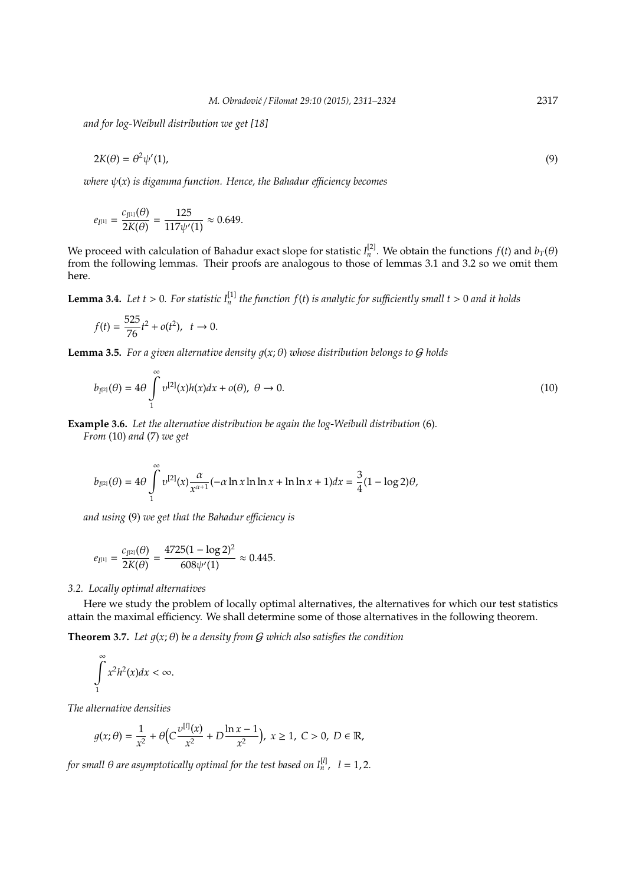*and for log-Weibull distribution we get [18]*

$$2K(\theta) = \theta^2 \psi'(1), \tag{9}$$

*where $\psi(x)$ is digamma function. Hence, the Bahadur efficiency becomes*

$$e_{I^{[1]}} = \frac{c_{I^{[1]}}(\theta)}{2K(\theta)} = \frac{125}{117\psi'(1)} \approx 0.649.$$

We proceed with calculation of Bahadur exact slope for statistic $I_n^{[2]}$. We obtain the functions $f(t)$ and $b_T(\theta)$ from the following lemmas. Their proofs are analogous to those of lemmas 3.1 and 3.2 so we omit them here.

**Lemma 3.4.** *Let $t > 0$. For statistic $I_n^{[1]}$ the function $f(t)$ is analytic for sufficiently small $t > 0$ and it holds*

$$f(t) = \frac{525}{76}t^2 + o(t^2), \quad t \to 0.$$

**Lemma 3.5.** *For a given alternative density $g(x;\theta)$ whose distribution belongs to $\mathcal{G}$ holds*

$$b_{I^{[2]}}(\theta) = 4\theta \int_1^{\infty} v^{[2]}(x) h(x) dx + o(\theta), \ \theta \to 0. \tag{10}$$

**Example 3.6.** *Let the alternative distribution be again the log-Weibull distribution* (6).
*From* (10) *and* (7) *we get*

$$b_{I^{[2]}}(\theta) = 4\theta \int_1^{\infty} v^{[2]}(x) \frac{\alpha}{x^{\alpha+1}}(-\alpha \ln x \ln\ln x + \ln\ln x + 1)dx = \frac{3}{4}(1 - \log 2)\theta,$$

*and using* (9) *we get that the Bahadur efficiency is*

$$e_{I^{[1]}} = \frac{c_{I^{[2]}}(\theta)}{2K(\theta)} = \frac{4725(1-\log 2)^2}{608\psi'(1)} \approx 0.445.$$

*3.2. Locally optimal alternatives*

Here we study the problem of locally optimal alternatives, the alternatives for which our test statistics attain the maximal efficiency. We shall determine some of those alternatives in the following theorem.

**Theorem 3.7.** *Let $g(x;\theta)$ be a density from $\mathcal{G}$ which also satisfies the condition*

$$\int_1^{\infty} x^2 h^2(x) dx < \infty.$$

*The alternative densities*

$$g(x;\theta) = \frac{1}{x^2} + \theta\Big(C\frac{v^{[l]}(x)}{x^2} + D\frac{\ln x - 1}{x^2}\Big), \ x \geq 1, \ C > 0, \ D \in \mathbb{R},$$

*for small $\theta$ are asymptotically optimal for the test based on $I_n^{[l]}$, $\ l = 1, 2$.*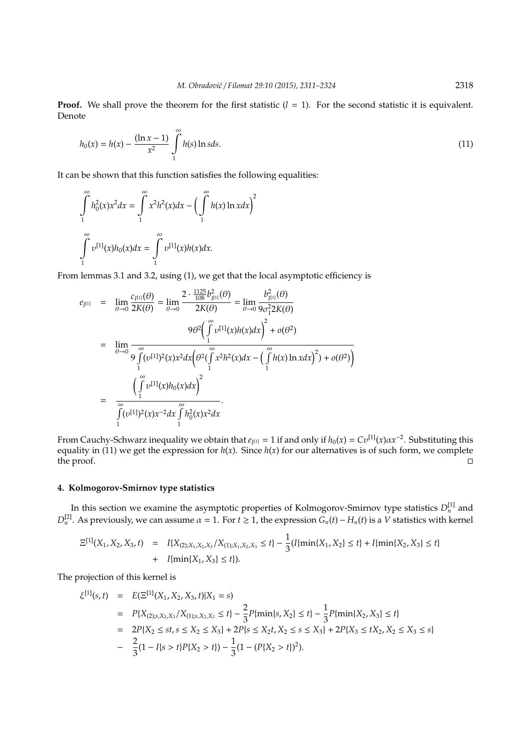**Proof.** We shall prove the theorem for the first statistic ($l = 1$). For the second statistic it is equivalent. Denote

$$h_0(x) = h(x) - \frac{(\ln x - 1)}{x^2}\int\limits_1^{\infty} h(s)\ln s ds. \tag{11}$$

It can be shown that this function satisfies the following equalities:

$$\int\limits_1^{\infty} h_0^2(x)x^2dx = \int\limits_1^{\infty} x^2h^2(x)dx - \Big(\int\limits_1^{\infty} h(x)\ln x dx\Big)^2$$

$$\int\limits_1^{\infty} v^{[1]}(x)h_0(x)dx = \int\limits_1^{\infty} v^{[1]}(x)h(x)dx.$$

From lemmas 3.1 and 3.2, using (1), we get that the local asymptotic efficiency is

$$\begin{aligned}
e_{I^{[1]}} &= \lim_{\theta\to 0}\frac{c_{I^{[1]}}(\theta)}{2K(\theta)} = \lim_{\theta\to 0}\frac{2\cdot\frac{1125}{108}b^2_{I^{[1]}}(\theta)}{2K(\theta)} = \lim_{\theta\to 0}\frac{b^2_{I^{[1]}}(\theta)}{9\sigma_1^2 2K(\theta)}\\
&= \lim_{\theta\to 0}\frac{9\theta^2\Big(\int\limits_1^{\infty} v^{[1]}(x)h(x)dx\Big)^2 + o(\theta^2)}{9\int\limits_1^{\infty}(v^{[1]})^2(x)x^2dx\Big(\theta^2(\int\limits_1^{\infty} x^2h^2(x)dx - \Big(\int\limits_1^{\infty} h(x)\ln x dx\Big)^2) + o(\theta^2)\Big)}\\
&= \frac{\Big(\int\limits_1^{\infty} v^{[1]}(x)h_0(x)dx\Big)^2}{\int\limits_1^{\infty}(v^{[1]})^2(x)x^{-2}dx\int\limits_1^{\infty} h_0^2(x)x^2dx}.
\end{aligned}$$

From Cauchy-Schwarz inequality we obtain that $e_{I^{[1]}} = 1$ if and only if $h_0(x) = Cv^{[1]}(x)\alpha x^{-2}$. Substituting this equality in (11) we get the expression for $h(x)$. Since $h(x)$ for our alternatives is of such form, we complete the proof. □

## 4. Kolmogorov-Smirnov type statistics

In this section we examine the asymptotic properties of Kolmogorov-Smirnov type statistics $D_n^{[1]}$ and $D_n^{[2]}$. As previously, we can assume $\alpha = 1$. For $t \geq 1$, the expression $G_n(t) - H_n(t)$ is a $V$ statistics with kernel

$$\begin{aligned}
\Xi^{[1]}(X_1, X_2, X_3, t) &= I\{X_{(2);X_1,X_2,X_3}/X_{(1);X_1,X_2,X_3} \leq t\} - \frac{1}{3}(I\{\min\{X_1, X_2\} \leq t\} + I\{\min\{X_2, X_3\} \leq t\}\\
&+ I\{\min\{X_1, X_3\} \leq t\}).
\end{aligned}$$

The projection of this kernel is

$$\begin{aligned}
\xi^{[1]}(s,t) &= E(\Xi^{[1]}(X_1, X_2, X_3, t)|X_1 = s)\\
&= P\{X_{(2);s,X_2,X_3}/X_{(1);s,X_2,X_3} \leq t\} - \frac{2}{3}P\{\min\{s, X_2\} \leq t\} - \frac{1}{3}P\{\min\{X_2, X_3\} \leq t\}\\
&= 2P\{X_2 \leq st, s \leq X_2 \leq X_3\} + 2P\{s \leq X_2 t, X_2 \leq s \leq X_3\} + 2P\{X_3 \leq tX_2, X_2 \leq X_3 \leq s\}\\
&- \frac{2}{3}(1 - I\{s > t\}P\{X_2 > t\}) - \frac{1}{3}(1 - (P\{X_2 > t\})^2).
\end{aligned}$$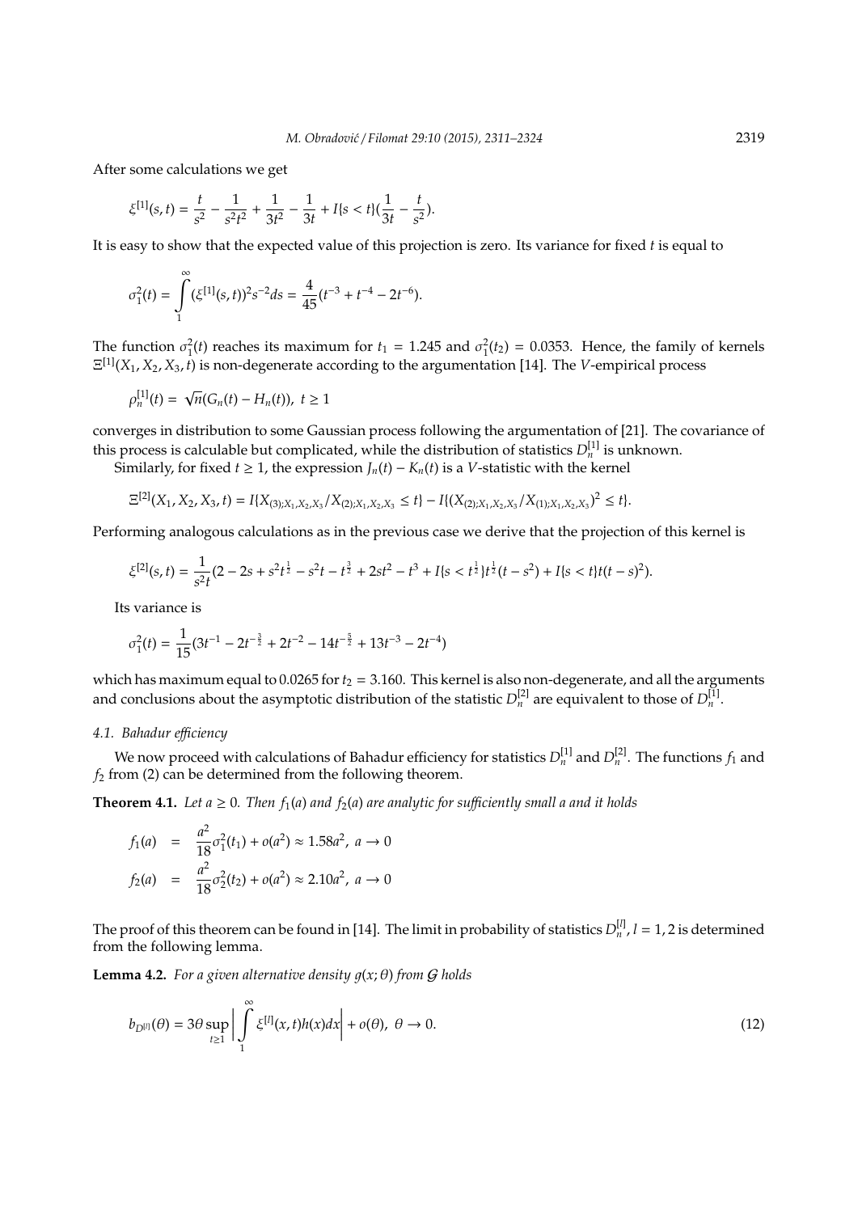After some calculations we get

$$\xi^{[1]}(s,t) = \frac{t}{s^2} - \frac{1}{s^2t^2} + \frac{1}{3t^2} - \frac{1}{3t} + I\{s<t\}(\frac{1}{3t} - \frac{t}{s^2}).$$

It is easy to show that the expected value of this projection is zero. Its variance for fixed $t$ is equal to

$$\sigma_1^2(t) = \int_1^\infty (\xi^{[1]}(s,t))^2 s^{-2} ds = \frac{4}{45}(t^{-3} + t^{-4} - 2t^{-6}).$$

The function $\sigma_1^2(t)$ reaches its maximum for $t_1 = 1.245$ and $\sigma_1^2(t_2) = 0.0353$. Hence, the family of kernels $\Xi^{[1]}(X_1, X_2, X_3, t)$ is non-degenerate according to the argumentation [14]. The $V$-empirical process

$$\rho_n^{[1]}(t) = \sqrt{n}(G_n(t) - H_n(t)),\ t \geq 1$$

converges in distribution to some Gaussian process following the argumentation of [21]. The covariance of this process is calculable but complicated, while the distribution of statistics $D_n^{[1]}$ is unknown.

Similarly, for fixed $t \geq 1$, the expression $J_n(t) - K_n(t)$ is a $V$-statistic with the kernel

$$\Xi^{[2]}(X_1, X_2, X_3, t) = I\{X_{(3);X_1,X_2,X_3}/X_{(2);X_1,X_2,X_3} \leq t\} - I\{(X_{(2);X_1,X_2,X_3}/X_{(1);X_1,X_2,X_3})^2 \leq t\}.$$

Performing analogous calculations as in the previous case we derive that the projection of this kernel is

$$\xi^{[2]}(s,t) = \frac{1}{s^2t}(2 - 2s + s^2t^{\frac{1}{2}} - s^2t - t^{\frac{3}{2}} + 2st^2 - t^3 + I\{s<t^{\frac{1}{2}}\}t^{\frac{1}{2}}(t-s^2) + I\{s<t\}t(t-s)^2).$$

Its variance is

$$\sigma_1^2(t) = \frac{1}{15}(3t^{-1} - 2t^{-\frac{3}{2}} + 2t^{-2} - 14t^{-\frac{5}{2}} + 13t^{-3} - 2t^{-4})$$

which has maximum equal to 0.0265 for $t_2 = 3.160$. This kernel is also non-degenerate, and all the arguments and conclusions about the asymptotic distribution of the statistic $D_n^{[2]}$ are equivalent to those of $D_n^{[1]}$.

### 4.1. Bahadur efficiency

We now proceed with calculations of Bahadur efficiency for statistics $D_n^{[1]}$ and $D_n^{[2]}$. The functions $f_1$ and $f_2$ from (2) can be determined from the following theorem.

**Theorem 4.1.** *Let $a \geq 0$. Then $f_1(a)$ and $f_2(a)$ are analytic for sufficiently small $a$ and it holds*

$$\begin{aligned} f_1(a) &= \frac{a^2}{18}\sigma_1^2(t_1) + o(a^2) \approx 1.58a^2,\ a \to 0 \\ f_2(a) &= \frac{a^2}{18}\sigma_2^2(t_2) + o(a^2) \approx 2.10a^2,\ a \to 0 \end{aligned}$$

The proof of this theorem can be found in [14]. The limit in probability of statistics $D_n^{[l]}$, $l = 1, 2$ is determined from the following lemma.

**Lemma 4.2.** *For a given alternative density $g(x;\theta)$ from $\mathcal{G}$ holds*

$$b_{D^{[l]}}(\theta) = 3\theta \sup_{t \geq 1} \left| \int_1^\infty \xi^{[l]}(x,t)h(x)dx \right| + o(\theta),\ \theta \to 0. \tag{12}$$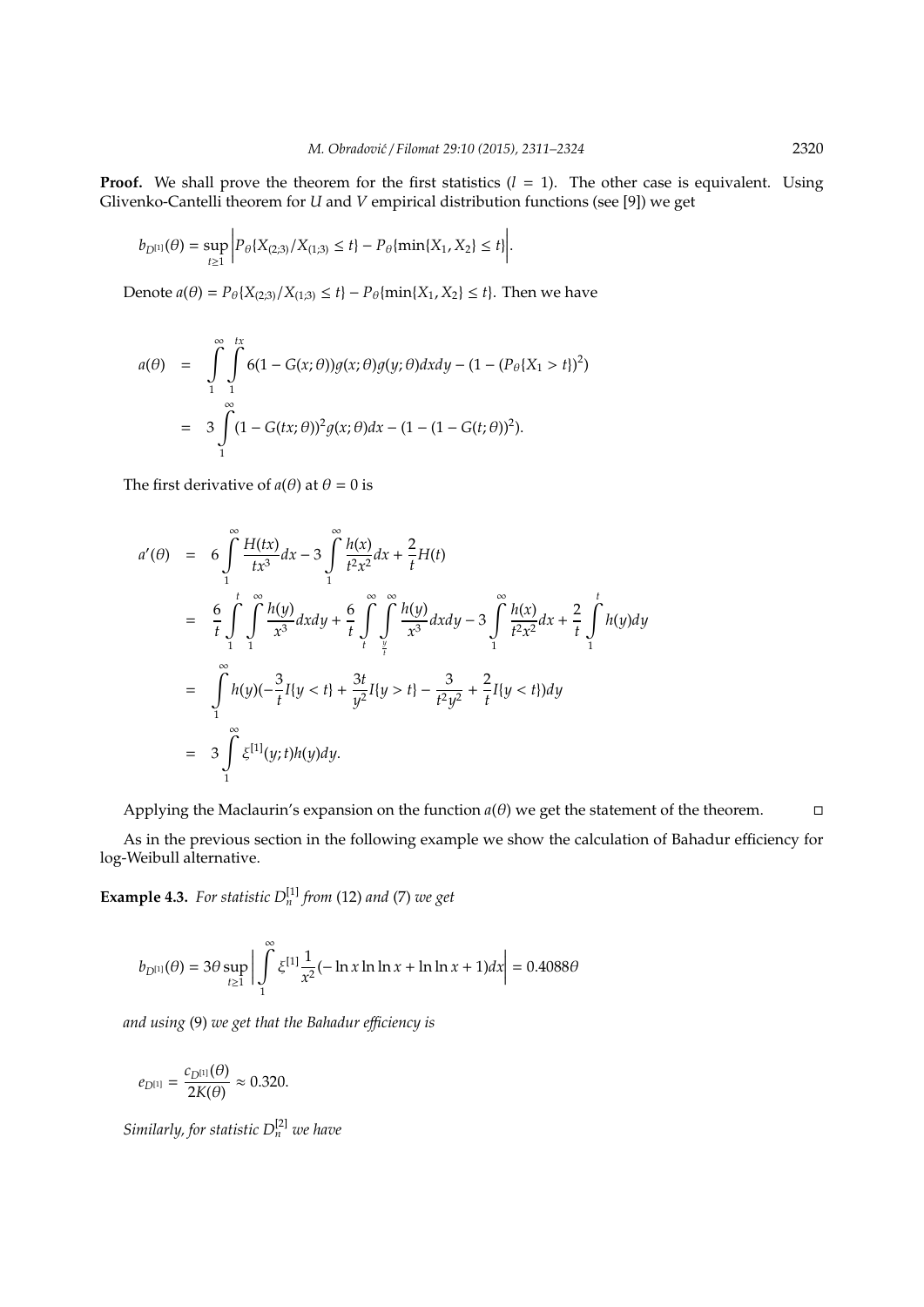**Proof.** We shall prove the theorem for the first statistics ($l = 1$). The other case is equivalent. Using Glivenko-Cantelli theorem for $U$ and $V$ empirical distribution functions (see [9]) we get

$$b_{D^{[1]}}(\theta) = \sup_{t \geq 1} \left| P_\theta\{X_{(2;3)}/X_{(1;3)} \leq t\} - P_\theta\{\min\{X_1, X_2\} \leq t\} \right|.$$

Denote $a(\theta) = P_\theta\{X_{(2;3)}/X_{(1;3)} \leq t\} - P_\theta\{\min\{X_1, X_2\} \leq t\}$. Then we have

$$\begin{aligned}
a(\theta) &= \int_1^\infty \int_1^{tx} 6(1 - G(x;\theta))g(x;\theta)g(y;\theta)dxdy - (1 - (P_\theta\{X_1 > t\})^2) \\
&= 3\int_1^\infty (1 - G(tx;\theta))^2 g(x;\theta)dx - (1 - (1 - G(t;\theta))^2).
\end{aligned}$$

The first derivative of $a(\theta)$ at $\theta = 0$ is

$$\begin{aligned}
a'(\theta) &= 6\int_1^\infty \frac{H(tx)}{tx^3}dx - 3\int_1^\infty \frac{h(x)}{t^2x^2}dx + \frac{2}{t}H(t) \\
&= \frac{6}{t}\int_1^t \int_1^\infty \frac{h(y)}{x^3}dxdy + \frac{6}{t}\int_t^\infty \int_{\frac{y}{t}}^\infty \frac{h(y)}{x^3}dxdy - 3\int_1^\infty \frac{h(x)}{t^2x^2}dx + \frac{2}{t}\int_1^t h(y)dy \\
&= \int_1^\infty h(y)(-\frac{3}{t}I\{y < t\} + \frac{3t}{y^2}I\{y > t\} - \frac{3}{t^2y^2} + \frac{2}{t}I\{y < t\})dy \\
&= 3\int_1^\infty \xi^{[1]}(y;t)h(y)dy.
\end{aligned}$$

Applying the Maclaurin's expansion on the function $a(\theta)$ we get the statement of the theorem. $\square$

As in the previous section in the following example we show the calculation of Bahadur efficiency for log-Weibull alternative.

**Example 4.3.** *For statistic $D_n^{[1]}$ from (12) and (7) we get*

$$b_{D^{[1]}}(\theta) = 3\theta \sup_{t \geq 1} \left| \int_1^\infty \xi^{[1]} \frac{1}{x^2}(-\ln x \ln\ln x + \ln\ln x + 1)dx \right| = 0.4088\theta$$

*and using (9) we get that the Bahadur efficiency is*

$$e_{D^{[1]}} = \frac{c_{D^{[1]}}(\theta)}{2K(\theta)} \approx 0.320.$$

*Similarly, for statistic $D_n^{[2]}$ we have*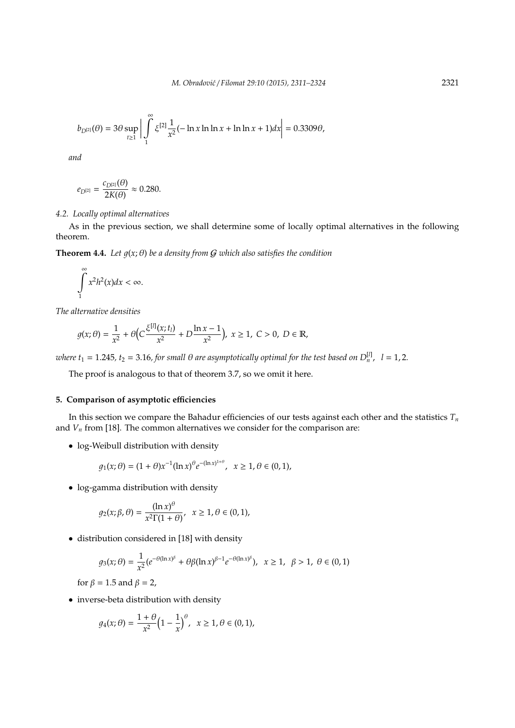$$b_{D^{[2]}}(\theta) = 3\theta \sup_{t \geq 1} \left| \int_1^\infty \xi^{[2]} \frac{1}{x^2}(-\ln x \ln\ln x + \ln\ln x + 1)dx \right| = 0.3309\theta,$$

*and*

$$e_{D^{[2]}} = \frac{c_{D^{[2]}}(\theta)}{2K(\theta)} \approx 0.280.$$

### 4.2. Locally optimal alternatives

As in the previous section, we shall determine some of locally optimal alternatives in the following theorem.

**Theorem 4.4.** *Let $g(x;\theta)$ be a density from $\mathcal{G}$ which also satisfies the condition*

$$\int_1^\infty x^2 h^2(x)dx < \infty.$$

*The alternative densities*

$$g(x;\theta) = \frac{1}{x^2} + \theta\Big(C\frac{\xi^{[l]}(x;t_l)}{x^2} + D\frac{\ln x - 1}{x^2}\Big),\ x \geq 1,\ C > 0,\ D \in \mathbb{R},$$

*where $t_1 = 1.245$, $t_2 = 3.16$, for small $\theta$ are asymptotically optimal for the test based on $D_n^{[l]}$, $l = 1, 2$.*

The proof is analogous to that of theorem 3.7, so we omit it here.

## 5. Comparison of asymptotic efficiencies

In this section we compare the Bahadur efficiencies of our tests against each other and the statistics $T_n$ and $V_n$ from [18]. The common alternatives we consider for the comparison are:

- log-Weibull distribution with density

$$g_1(x;\theta) = (1+\theta)x^{-1}(\ln x)^\theta e^{-(\ln x)^{1+\theta}},\ \ x \geq 1, \theta \in (0,1),$$

- log-gamma distribution with density

$$g_2(x;\beta,\theta) = \frac{(\ln x)^\theta}{x^2\Gamma(1+\theta)},\ \ x \geq 1, \theta \in (0,1),$$

- distribution considered in [18] with density

$$g_3(x;\theta) = \frac{1}{x^2}(e^{-\theta(\ln x)^\beta} + \theta\beta(\ln x)^{\beta-1}e^{-\theta(\ln x)^\beta}),\ \ x \geq 1,\ \ \beta > 1,\ \ \theta \in (0,1)$$

  for $\beta = 1.5$ and $\beta = 2$,

- inverse-beta distribution with density

$$g_4(x;\theta) = \frac{1+\theta}{x^2}\Big(1 - \frac{1}{x}\Big)^\theta,\ \ x \geq 1, \theta \in (0,1),$$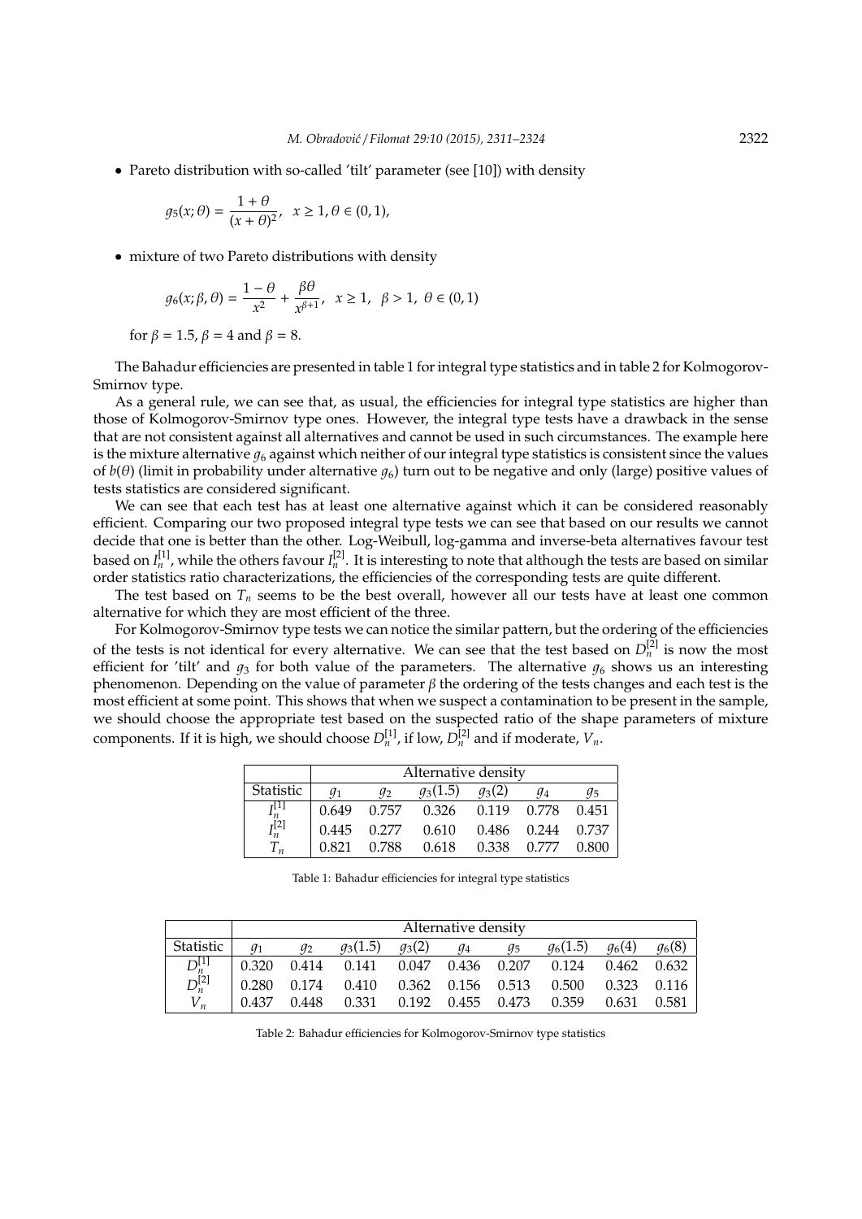- Pareto distribution with so-called 'tilt' parameter (see [10]) with density

$$g_5(x;\theta) = \frac{1+\theta}{(x+\theta)^2}, \quad x \geq 1, \theta \in (0,1),$$

- mixture of two Pareto distributions with density

$$g_6(x;\beta,\theta) = \frac{1-\theta}{x^2} + \frac{\beta\theta}{x^{\beta+1}}, \quad x \geq 1, \quad \beta > 1, \quad \theta \in (0,1)$$

for $\beta = 1.5$, $\beta = 4$ and $\beta = 8$.

The Bahadur efficiencies are presented in table 1 for integral type statistics and in table 2 for Kolmogorov-Smirnov type.

As a general rule, we can see that, as usual, the efficiencies for integral type statistics are higher than those of Kolmogorov-Smirnov type ones. However, the integral type tests have a drawback in the sense that are not consistent against all alternatives and cannot be used in such circumstances. The example here is the mixture alternative $g_6$ against which neither of our integral type statistics is consistent since the values of $b(\theta)$ (limit in probability under alternative $g_6$) turn out to be negative and only (large) positive values of tests statistics are considered significant.

We can see that each test has at least one alternative against which it can be considered reasonably efficient. Comparing our two proposed integral type tests we can see that based on our results we cannot decide that one is better than the other. Log-Weibull, log-gamma and inverse-beta alternatives favour test based on $I_n^{[1]}$, while the others favour $I_n^{[2]}$. It is interesting to note that although the tests are based on similar order statistics ratio characterizations, the efficiencies of the corresponding tests are quite different.

The test based on $T_n$ seems to be the best overall, however all our tests have at least one common alternative for which they are most efficient of the three.

For Kolmogorov-Smirnov type tests we can notice the similar pattern, but the ordering of the efficiencies of the tests is not identical for every alternative. We can see that the test based on $D_n^{[2]}$ is now the most efficient for 'tilt' and $g_3$ for both value of the parameters. The alternative $g_6$ shows us an interesting phenomenon. Depending on the value of parameter $\beta$ the ordering of the tests changes and each test is the most efficient at some point. This shows that when we suspect a contamination to be present in the sample, we should choose the appropriate test based on the suspected ratio of the shape parameters of mixture components. If it is high, we should choose $D_n^{[1]}$, if low, $D_n^{[2]}$ and if moderate, $V_n$.

| | Alternative density | | | | | |
|---|---|---|---|---|---|---|
| Statistic | $g_1$ | $g_2$ | $g_3(1.5)$ | $g_3(2)$ | $g_4$ | $g_5$ |
| $I_n^{[1]}$ | 0.649 | 0.757 | 0.326 | 0.119 | 0.778 | 0.451 |
| $I_n^{[2]}$ | 0.445 | 0.277 | 0.610 | 0.486 | 0.244 | 0.737 |
| $T_n$ | 0.821 | 0.788 | 0.618 | 0.338 | 0.777 | 0.800 |

Table 1: Bahadur efficiencies for integral type statistics

| | Alternative density | | | | | | | | |
|---|---|---|---|---|---|---|---|---|---|
| Statistic | $g_1$ | $g_2$ | $g_3(1.5)$ | $g_3(2)$ | $g_4$ | $g_5$ | $g_6(1.5)$ | $g_6(4)$ | $g_6(8)$ |
| $D_n^{[1]}$ | 0.320 | 0.414 | 0.141 | 0.047 | 0.436 | 0.207 | 0.124 | 0.462 | 0.632 |
| $D_n^{[2]}$ | 0.280 | 0.174 | 0.410 | 0.362 | 0.156 | 0.513 | 0.500 | 0.323 | 0.116 |
| $V_n$ | 0.437 | 0.448 | 0.331 | 0.192 | 0.455 | 0.473 | 0.359 | 0.631 | 0.581 |

Table 2: Bahadur efficiencies for Kolmogorov-Smirnov type statistics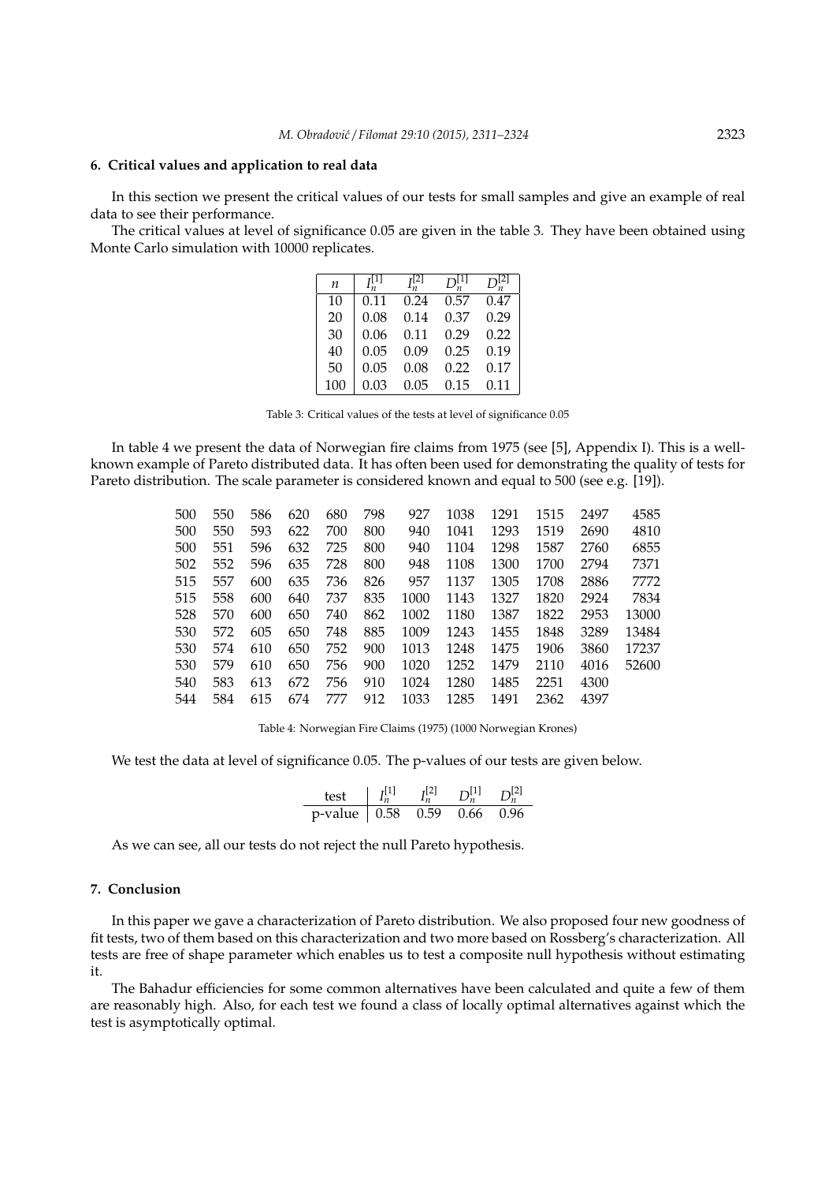## 6. Critical values and application to real data

In this section we present the critical values of our tests for small samples and give an example of real data to see their performance.

The critical values at level of significance 0.05 are given in the table 3. They have been obtained using Monte Carlo simulation with 10000 replicates.

| $n$ | $I_n^{[1]}$ | $I_n^{[2]}$ | $D_n^{[1]}$ | $D_n^{[2]}$ |
|---|---|---|---|---|
| 10 | 0.11 | 0.24 | 0.57 | 0.47 |
| 20 | 0.08 | 0.14 | 0.37 | 0.29 |
| 30 | 0.06 | 0.11 | 0.29 | 0.22 |
| 40 | 0.05 | 0.09 | 0.25 | 0.19 |
| 50 | 0.05 | 0.08 | 0.22 | 0.17 |
| 100 | 0.03 | 0.05 | 0.15 | 0.11 |

Table 3: Critical values of the tests at level of significance 0.05

In table 4 we present the data of Norwegian fire claims from 1975 (see [5], Appendix I). This is a well-known example of Pareto distributed data. It has often been used for demonstrating the quality of tests for Pareto distribution. The scale parameter is considered known and equal to 500 (see e.g. [19]).

| | | | | | | | | | | | |
|---|---|---|---|---|---|---|---|---|---|---|---|
| 500 | 550 | 586 | 620 | 680 | 798 | 927 | 1038 | 1291 | 1515 | 2497 | 4585 |
| 500 | 550 | 593 | 622 | 700 | 800 | 940 | 1041 | 1293 | 1519 | 2690 | 4810 |
| 500 | 551 | 596 | 632 | 725 | 800 | 940 | 1104 | 1298 | 1587 | 2760 | 6855 |
| 502 | 552 | 596 | 635 | 728 | 800 | 948 | 1108 | 1300 | 1700 | 2794 | 7371 |
| 515 | 557 | 600 | 635 | 736 | 826 | 957 | 1137 | 1305 | 1708 | 2886 | 7772 |
| 515 | 558 | 600 | 640 | 737 | 835 | 1000 | 1143 | 1327 | 1820 | 2924 | 7834 |
| 528 | 570 | 600 | 650 | 740 | 862 | 1002 | 1180 | 1387 | 1822 | 2953 | 13000 |
| 530 | 572 | 605 | 650 | 748 | 885 | 1009 | 1243 | 1455 | 1848 | 3289 | 13484 |
| 530 | 574 | 610 | 650 | 752 | 900 | 1013 | 1248 | 1475 | 1906 | 3860 | 17237 |
| 530 | 579 | 610 | 650 | 756 | 900 | 1020 | 1252 | 1479 | 2110 | 4016 | 52600 |
| 540 | 583 | 613 | 672 | 756 | 910 | 1024 | 1280 | 1485 | 2251 | 4300 | |
| 544 | 584 | 615 | 674 | 777 | 912 | 1033 | 1285 | 1491 | 2362 | 4397 | |

Table 4: Norwegian Fire Claims (1975) (1000 Norwegian Krones)

We test the data at level of significance 0.05. The p-values of our tests are given below.

| test | $I_n^{[1]}$ | $I_n^{[2]}$ | $D_n^{[1]}$ | $D_n^{[2]}$ |
|---|---|---|---|---|
| p-value | 0.58 | 0.59 | 0.66 | 0.96 |

As we can see, all our tests do not reject the null Pareto hypothesis.

## 7. Conclusion

In this paper we gave a characterization of Pareto distribution. We also proposed four new goodness of fit tests, two of them based on this characterization and two more based on Rossberg's characterization. All tests are free of shape parameter which enables us to test a composite null hypothesis without estimating it.

The Bahadur efficiencies for some common alternatives have been calculated and quite a few of them are reasonably high. Also, for each test we found a class of locally optimal alternatives against which the test is asymptotically optimal.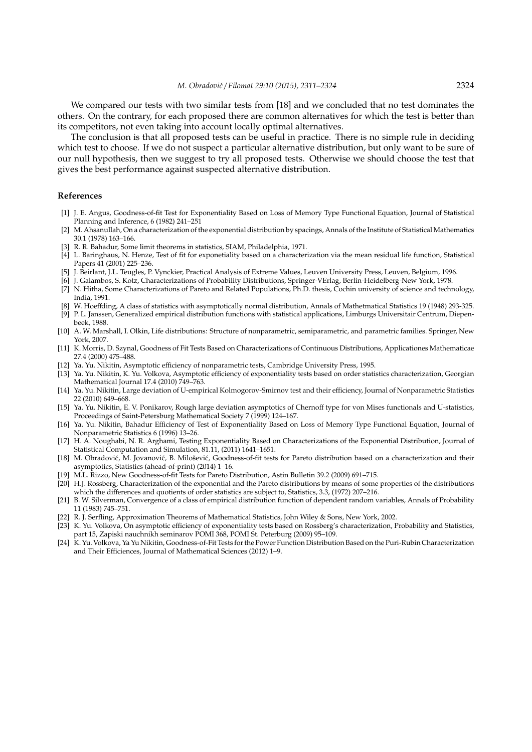We compared our tests with two similar tests from [18] and we concluded that no test dominates the others. On the contrary, for each proposed there are common alternatives for which the test is better than its competitors, not even taking into account locally optimal alternatives.

The conclusion is that all proposed tests can be useful in practice. There is no simple rule in deciding which test to choose. If we do not suspect a particular alternative distribution, but only want to be sure of our null hypothesis, then we suggest to try all proposed tests. Otherwise we should choose the test that gives the best performance against suspected alternative distribution.

## References

[1] J. E. Angus, Goodness-of-fit Test for Exponentiality Based on Loss of Memory Type Functional Equation, Journal of Statistical Planning and Inference, 6 (1982) 241–251

[2] M. Ahsanullah, On a characterization of the exponential distribution by spacings, Annals of the Institute of Statistical Mathematics 30.1 (1978) 163–166.

[3] R. R. Bahadur, Some limit theorems in statistics, SIAM, Philadelphia, 1971.

[4] L. Baringhaus, N. Henze, Test of fit for exponetiality based on a characterization via the mean residual life function, Statistical Papers 41 (2001) 225–236.

[5] J. Beirlant, J.L. Teugles, P. Vynckier, Practical Analysis of Extreme Values, Leuven University Press, Leuven, Belgium, 1996.

[6] J. Galambos, S. Kotz, Characterizations of Probability Distributions, Springer-VErlag, Berlin-Heidelberg-New York, 1978.

[7] N. Hitha, Some Characterizations of Pareto and Related Populations, Ph.D. thesis, Cochin university of science and technology, India, 1991.

[8] W. Hoeffding, A class of statistics with asymptotically normal distribution, Annals of Mathetmatical Statistics 19 (1948) 293-325.

[9] P. L. Janssen, Generalized empirical distribution functions with statistical applications, Limburgs Universitair Centrum, Diepenbeek, 1988.

[10] A. W. Marshall, I. Olkin, Life distributions: Structure of nonparametric, semiparametric, and parametric families. Springer, New York, 2007.

[11] K. Morris, D. Szynal, Goodness of Fit Tests Based on Characterizations of Continuous Distributions, Applicationes Mathematicae 27.4 (2000) 475–488.

[12] Ya. Yu. Nikitin, Asymptotic efficiency of nonparametric tests, Cambridge University Press, 1995.

[13] Ya. Yu. Nikitin, K. Yu. Volkova, Asymptotic efficiency of exponentiality tests based on order statistics characterization, Georgian Mathematical Journal 17.4 (2010) 749–763.

[14] Ya. Yu. Nikitin, Large deviation of U-empirical Kolmogorov-Smirnov test and their efficiency, Journal of Nonparametric Statistics 22 (2010) 649–668.

[15] Ya. Yu. Nikitin, E. V. Ponikarov, Rough large deviation asymptotics of Chernoff type for von Mises functionals and U-statistics, Proceedings of Saint-Petersburg Mathematical Society 7 (1999) 124–167.

[16] Ya. Yu. Nikitin, Bahadur Efficiency of Test of Exponentiality Based on Loss of Memory Type Functional Equation, Journal of Nonparametric Statistics 6 (1996) 13–26.

[17] H. A. Noughabi, N. R. Arghami, Testing Exponentiality Based on Characterizations of the Exponential Distribution, Journal of Statistical Computation and Simulation, 81.11, (2011) 1641–1651.

[18] M. Obradović, M. Jovanović, B. Milošević, Goodness-of-fit tests for Pareto distribution based on a characterization and their asymptotics, Statistics (ahead-of-print) (2014) 1–16.

[19] M.L. Rizzo, New Goodness-of-fit Tests for Pareto Distribution, Astin Bulletin 39.2 (2009) 691–715.

[20] H.J. Rossberg, Characterization of the exponential and the Pareto distributions by means of some properties of the distributions which the differences and quotients of order statistics are subject to, Statistics, 3.3, (1972) 207–216.

[21] B. W. Silverman, Convergence of a class of empirical distribution function of dependent random variables, Annals of Probability 11 (1983) 745–751.

[22] R. J. Serfling, Approximation Theorems of Mathematical Statistics, John Wiley & Sons, New York, 2002.

[23] K. Yu. Volkova, On asymptotic efficiency of exponentiality tests based on Rossberg's characterization, Probability and Statistics, part 15, Zapiski nauchnikh seminarov POMI 368, POMI St. Peterburg (2009) 95–109.

[24] K. Yu. Volkova, Ya Yu Nikitin, Goodness-of-Fit Tests for the Power Function Distribution Based on the Puri-Rubin Characterization and Their Efficiences, Journal of Mathematical Sciences (2012) 1–9.